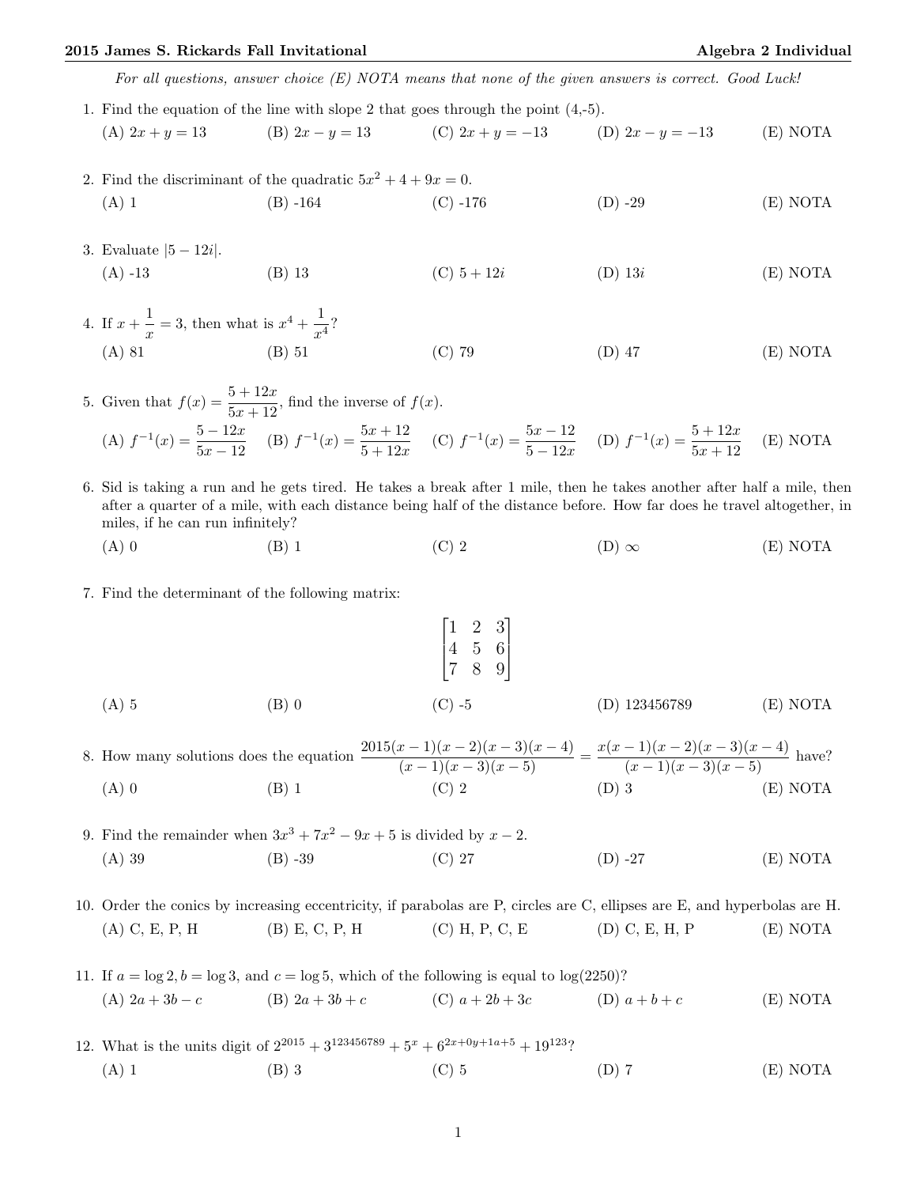*For all questions, answer choice (E) NOTA means that none of the given answers is correct. Good Luck!*

1. Find the equation of the line with slope 2 that goes through the point (4,-5).

   (A) $2x + y = 13$ (B) $2x - y = 13$ (C) $2x + y = -13$ (D) $2x - y = -13$ (E) NOTA

2. Find the discriminant of the quadratic $5x^2 + 4 + 9x = 0$.

   (A) 1 (B) -164 (C) -176 (D) -29 (E) NOTA

3. Evaluate $|5 - 12i|$.

   (A) -13 (B) 13 (C) $5 + 12i$ (D) $13i$ (E) NOTA

4. If $x + \frac{1}{x} = 3$, then what is $x^4 + \frac{1}{x^4}$?

   (A) 81 (B) 51 (C) 79 (D) 47 (E) NOTA

5. Given that $f(x) = \frac{5+12x}{5x+12}$, find the inverse of $f(x)$.

   (A) $f^{-1}(x) = \frac{5-12x}{5x-12}$ (B) $f^{-1}(x) = \frac{5x+12}{5+12x}$ (C) $f^{-1}(x) = \frac{5x-12}{5-12x}$ (D) $f^{-1}(x) = \frac{5+12x}{5x+12}$ (E) NOTA

6. Sid is taking a run and he gets tired. He takes a break after 1 mile, then he takes another after half a mile, then after a quarter of a mile, with each distance being half of the distance before. How far does he travel altogether, in miles, if he can run infinitely?

   (A) 0 (B) 1 (C) 2 (D) $\infty$ (E) NOTA

7. Find the determinant of the following matrix:

$$\begin{bmatrix} 1 & 2 & 3 \\ 4 & 5 & 6 \\ 7 & 8 & 9 \end{bmatrix}$$

   (A) 5 (B) 0 (C) -5 (D) 123456789 (E) NOTA

8. How many solutions does the equation $\frac{2015(x-1)(x-2)(x-3)(x-4)}{(x-1)(x-3)(x-5)} = \frac{x(x-1)(x-2)(x-3)(x-4)}{(x-1)(x-3)(x-5)}$ have?

   (A) 0 (B) 1 (C) 2 (D) 3 (E) NOTA

9. Find the remainder when $3x^3 + 7x^2 - 9x + 5$ is divided by $x - 2$.

   (A) 39 (B) -39 (C) 27 (D) -27 (E) NOTA

10. Order the conics by increasing eccentricity, if parabolas are P, circles are C, ellipses are E, and hyperbolas are H.

    (A) C, E, P, H (B) E, C, P, H (C) H, P, C, E (D) C, E, H, P (E) NOTA

11. If $a = \log 2, b = \log 3$, and $c = \log 5$, which of the following is equal to $\log(2250)$?

    (A) $2a + 3b - c$ (B) $2a + 3b + c$ (C) $a + 2b + 3c$ (D) $a + b + c$ (E) NOTA

12. What is the units digit of $2^{2015} + 3^{123456789} + 5^x + 6^{2x+0y+1a+5} + 19^{123}$?

    (A) 1 (B) 3 (C) 5 (D) 7 (E) NOTA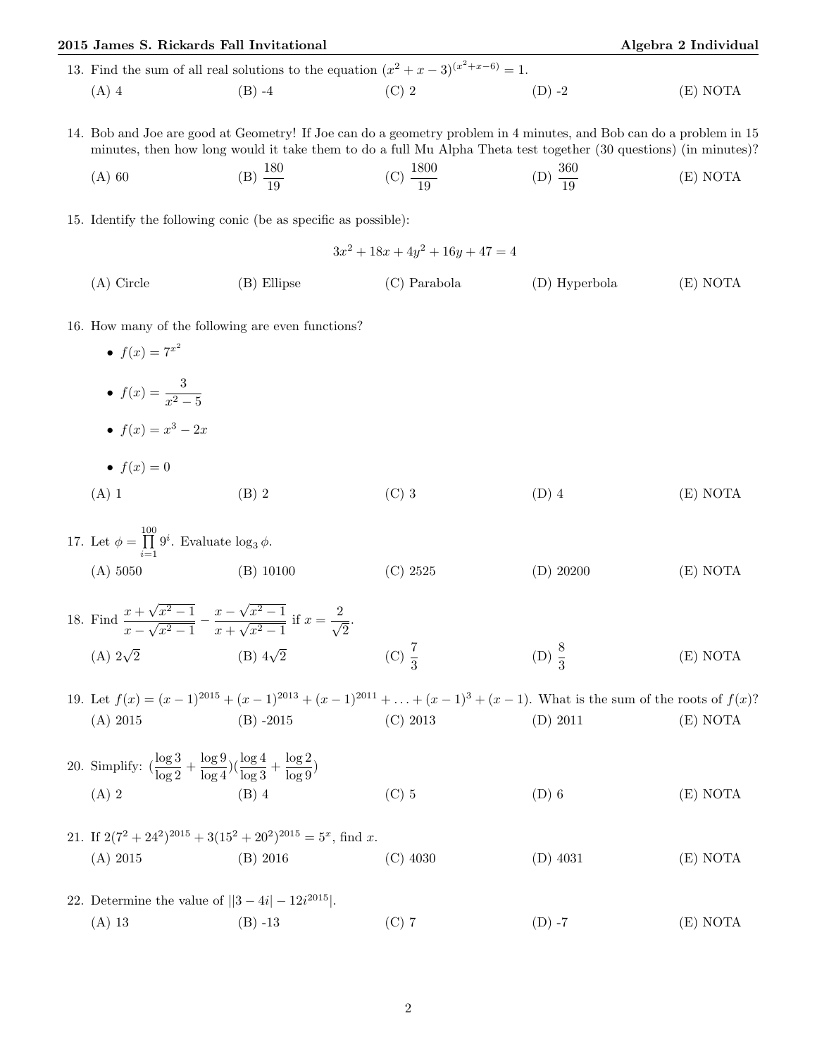13. Find the sum of all real solutions to the equation $(x^2 + x - 3)^{(x^2+x-6)} = 1$.

(A) 4 (B) -4 (C) 2 (D) -2 (E) NOTA

14. Bob and Joe are good at Geometry! If Joe can do a geometry problem in 4 minutes, and Bob can do a problem in 15 minutes, then how long would it take them to do a full Mu Alpha Theta test together (30 questions) (in minutes)?

(A) 60 (B) $\frac{180}{19}$ (C) $\frac{1800}{19}$ (D) $\frac{360}{19}$ (E) NOTA

15. Identify the following conic (be as specific as possible):

$$3x^2 + 18x + 4y^2 + 16y + 47 = 4$$

(A) Circle (B) Ellipse (C) Parabola (D) Hyperbola (E) NOTA

16. How many of the following are even functions?

- $f(x) = 7^{x^2}$
- $f(x) = \dfrac{3}{x^2 - 5}$
- $f(x) = x^3 - 2x$
- $f(x) = 0$

(A) 1 (B) 2 (C) 3 (D) 4 (E) NOTA

17. Let $\phi = \prod_{i=1}^{100} 9^i$. Evaluate $\log_3 \phi$.

(A) 5050 (B) 10100 (C) 2525 (D) 20200 (E) NOTA

18. Find $\dfrac{x + \sqrt{x^2 - 1}}{x - \sqrt{x^2 - 1}} - \dfrac{x - \sqrt{x^2 - 1}}{x + \sqrt{x^2 - 1}}$ if $x = \dfrac{2}{\sqrt{2}}$.

(A) $2\sqrt{2}$ (B) $4\sqrt{2}$ (C) $\frac{7}{3}$ (D) $\frac{8}{3}$ (E) NOTA

19. Let $f(x) = (x-1)^{2015} + (x-1)^{2013} + (x-1)^{2011} + \ldots + (x-1)^3 + (x-1)$. What is the sum of the roots of $f(x)$?

(A) 2015 (B) -2015 (C) 2013 (D) 2011 (E) NOTA

20. Simplify: $(\frac{\log 3}{\log 2} + \frac{\log 9}{\log 4})(\frac{\log 4}{\log 3} + \frac{\log 2}{\log 9})$

(A) 2 (B) 4 (C) 5 (D) 6 (E) NOTA

21. If $2(7^2 + 24^2)^{2015} + 3(15^2 + 20^2)^{2015} = 5^x$, find $x$.

(A) 2015 (B) 2016 (C) 4030 (D) 4031 (E) NOTA

22. Determine the value of $||3 - 4i| - 12i^{2015}|$.

(A) 13 (B) -13 (C) 7 (D) -7 (E) NOTA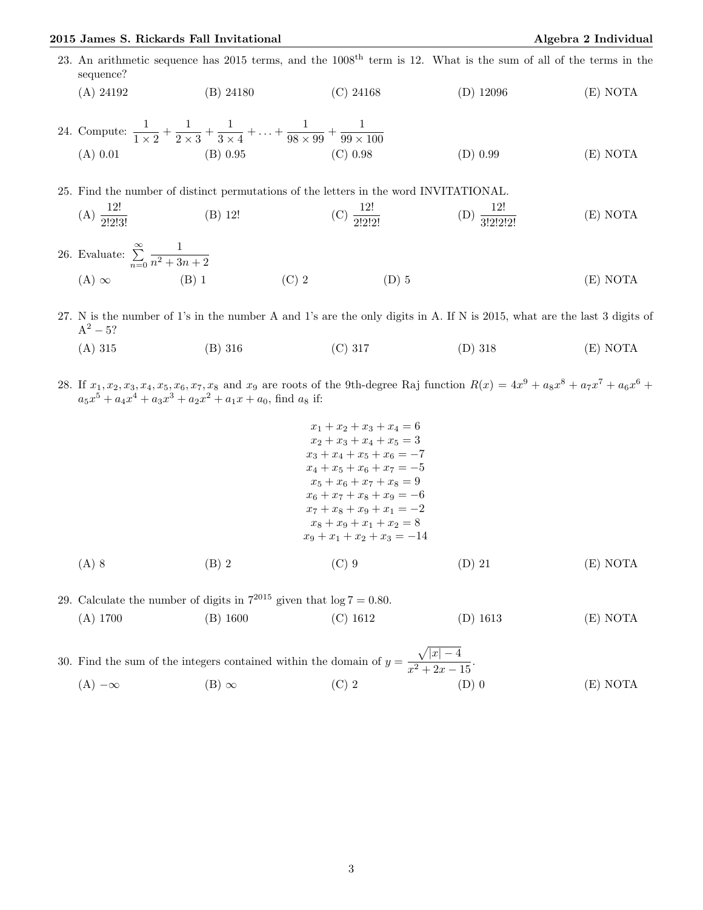23. An arithmetic sequence has 2015 terms, and the 1008[th] term is 12. What is the sum of all of the terms in the sequence?

(A) 24192 (B) 24180 (C) 24168 (D) 12096 (E) NOTA

24. Compute: $\frac{1}{1 \times 2} + \frac{1}{2 \times 3} + \frac{1}{3 \times 4} + \ldots + \frac{1}{98 \times 99} + \frac{1}{99 \times 100}$

(A) 0.01 (B) 0.95 (C) 0.98 (D) 0.99 (E) NOTA

25. Find the number of distinct permutations of the letters in the word INVITATIONAL.

(A) $\frac{12!}{2!2!3!}$ (B) 12! (C) $\frac{12!}{2!2!2!}$ (D) $\frac{12!}{3!2!2!2!}$ (E) NOTA

26. Evaluate: $\sum_{n=0}^{\infty} \frac{1}{n^2 + 3n + 2}$

(A) $\infty$ (B) 1 (C) 2 (D) 5 (E) NOTA

27. N is the number of 1's in the number A and 1's are the only digits in A. If N is 2015, what are the last 3 digits of $A^2 - 5$?

(A) 315 (B) 316 (C) 317 (D) 318 (E) NOTA

28. If $x_1, x_2, x_3, x_4, x_5, x_6, x_7, x_8$ and $x_9$ are roots of the 9th-degree Raj function $R(x) = 4x^9 + a_8x^8 + a_7x^7 + a_6x^6 + a_5x^5 + a_4x^4 + a_3x^3 + a_2x^2 + a_1x + a_0$, find $a_8$ if:

$$x_1 + x_2 + x_3 + x_4 = 6$$
$$x_2 + x_3 + x_4 + x_5 = 3$$
$$x_3 + x_4 + x_5 + x_6 = -7$$
$$x_4 + x_5 + x_6 + x_7 = -5$$
$$x_5 + x_6 + x_7 + x_8 = 9$$
$$x_6 + x_7 + x_8 + x_9 = -6$$
$$x_7 + x_8 + x_9 + x_1 = -2$$
$$x_8 + x_9 + x_1 + x_2 = 8$$
$$x_9 + x_1 + x_2 + x_3 = -14$$

(A) 8 (B) 2 (C) 9 (D) 21 (E) NOTA

29. Calculate the number of digits in $7^{2015}$ given that $\log 7 = 0.80$.

(A) 1700 (B) 1600 (C) 1612 (D) 1613 (E) NOTA

30. Find the sum of the integers contained within the domain of $y = \frac{\sqrt{|x| - 4}}{x^2 + 2x - 15}$.

(A) $-\infty$ (B) $\infty$ (C) 2 (D) 0 (E) NOTA